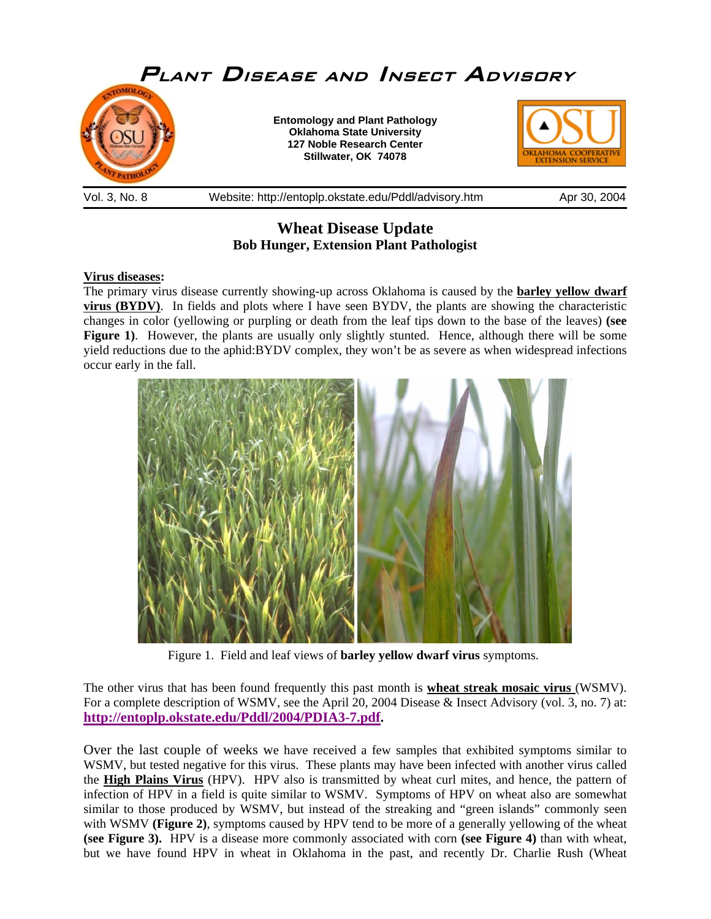# Plant Disease and Insect Advisory

**Entomology and Plant Pathology**
**Oklahoma State University**
**127 Noble Research Center**
**Stillwater, OK 74078**

Vol. 3, No. 8 Website: http://entoplp.okstate.edu/Pddl/advisory.htm Apr 30, 2004

## Wheat Disease Update

### Bob Hunger, Extension Plant Pathologist

**Virus diseases:**

The primary virus disease currently showing-up across Oklahoma is caused by the **barley yellow dwarf virus (BYDV)**. In fields and plots where I have seen BYDV, the plants are showing the characteristic changes in color (yellowing or purpling or death from the leaf tips down to the base of the leaves) **(see Figure 1)**. However, the plants are usually only slightly stunted. Hence, although there will be some yield reductions due to the aphid:BYDV complex, they won't be as severe as when widespread infections occur early in the fall.

Figure 1. Field and leaf views of **barley yellow dwarf virus** symptoms.

The other virus that has been found frequently this past month is **wheat streak mosaic virus** (WSMV). For a complete description of WSMV, see the April 20, 2004 Disease & Insect Advisory (vol. 3, no. 7) at: **http://entoplp.okstate.edu/Pddl/2004/PDIA3-7.pdf.**

Over the last couple of weeks we have received a few samples that exhibited symptoms similar to WSMV, but tested negative for this virus. These plants may have been infected with another virus called the **High Plains Virus** (HPV). HPV also is transmitted by wheat curl mites, and hence, the pattern of infection of HPV in a field is quite similar to WSMV. Symptoms of HPV on wheat also are somewhat similar to those produced by WSMV, but instead of the streaking and "green islands" commonly seen with WSMV **(Figure 2)**, symptoms caused by HPV tend to be more of a generally yellowing of the wheat **(see Figure 3).** HPV is a disease more commonly associated with corn **(see Figure 4)** than with wheat, but we have found HPV in wheat in Oklahoma in the past, and recently Dr. Charlie Rush (Wheat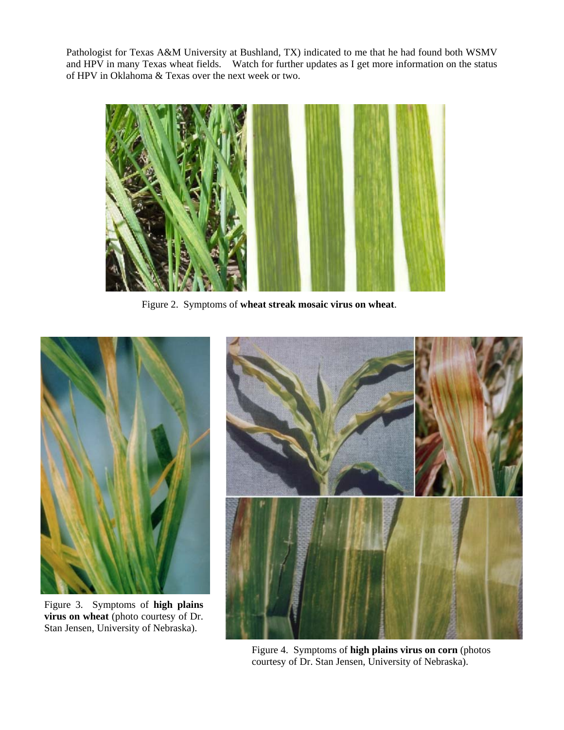Pathologist for Texas A&M University at Bushland, TX) indicated to me that he had found both WSMV and HPV in many Texas wheat fields. Watch for further updates as I get more information on the status of HPV in Oklahoma & Texas over the next week or two.

Figure 2. Symptoms of **wheat streak mosaic virus on wheat**.

Figure 3. Symptoms of **high plains virus on wheat** (photo courtesy of Dr. Stan Jensen, University of Nebraska).

Figure 4. Symptoms of **high plains virus on corn** (photos courtesy of Dr. Stan Jensen, University of Nebraska).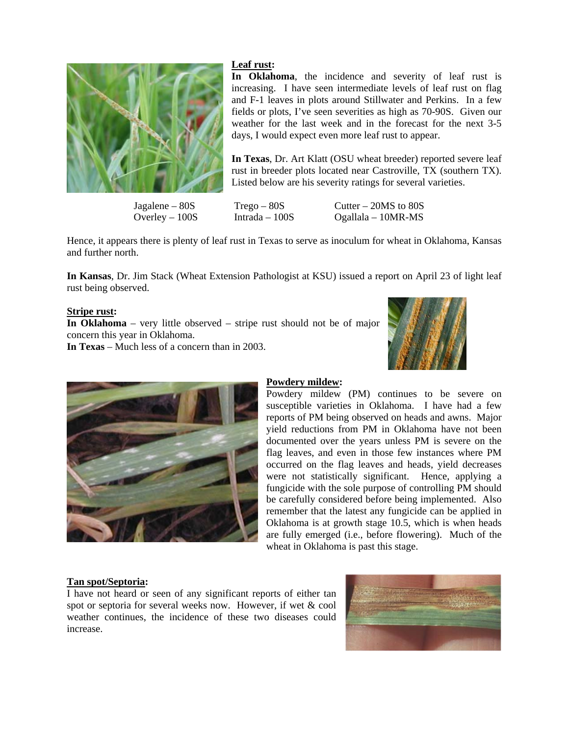**Leaf rust:**

**In Oklahoma**, the incidence and severity of leaf rust is increasing. I have seen intermediate levels of leaf rust on flag and F-1 leaves in plots around Stillwater and Perkins. In a few fields or plots, I've seen severities as high as 70-90S. Given our weather for the last week and in the forecast for the next 3-5 days, I would expect even more leaf rust to appear.

**In Texas**, Dr. Art Klatt (OSU wheat breeder) reported severe leaf rust in breeder plots located near Castroville, TX (southern TX). Listed below are his severity ratings for several varieties.

| | | |
|---|---|---|
| Jagalene – 80S | Trego – 80S | Cutter – 20MS to 80S |
| Overley – 100S | Intrada – 100S | Ogallala – 10MR-MS |

Hence, it appears there is plenty of leaf rust in Texas to serve as inoculum for wheat in Oklahoma, Kansas and further north.

**In Kansas**, Dr. Jim Stack (Wheat Extension Pathologist at KSU) issued a report on April 23 of light leaf rust being observed.

**Stripe rust:**

**In Oklahoma** – very little observed – stripe rust should not be of major concern this year in Oklahoma.

**In Texas** – Much less of a concern than in 2003.

**Powdery mildew:**

Powdery mildew (PM) continues to be severe on susceptible varieties in Oklahoma. I have had a few reports of PM being observed on heads and awns. Major yield reductions from PM in Oklahoma have not been documented over the years unless PM is severe on the flag leaves, and even in those few instances where PM occurred on the flag leaves and heads, yield decreases were not statistically significant. Hence, applying a fungicide with the sole purpose of controlling PM should be carefully considered before being implemented. Also remember that the latest any fungicide can be applied in Oklahoma is at growth stage 10.5, which is when heads are fully emerged (i.e., before flowering). Much of the wheat in Oklahoma is past this stage.

**Tan spot/Septoria:**

I have not heard or seen of any significant reports of either tan spot or septoria for several weeks now. However, if wet & cool weather continues, the incidence of these two diseases could increase.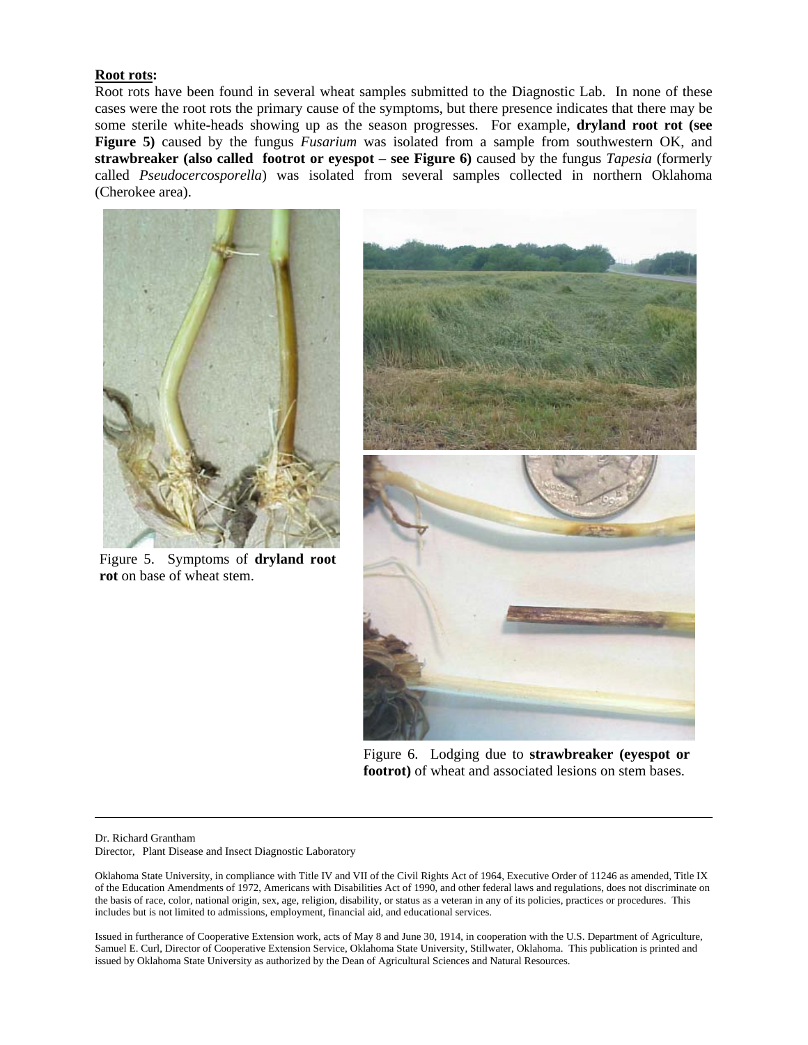**Root rots:**

Root rots have been found in several wheat samples submitted to the Diagnostic Lab. In none of these cases were the root rots the primary cause of the symptoms, but there presence indicates that there may be some sterile white-heads showing up as the season progresses. For example, **dryland root rot (see Figure 5)** caused by the fungus *Fusarium* was isolated from a sample from southwestern OK, and **strawbreaker (also called footrot or eyespot – see Figure 6)** caused by the fungus *Tapesia* (formerly called *Pseudocercosporella*) was isolated from several samples collected in northern Oklahoma (Cherokee area).

Figure 5. Symptoms of **dryland root rot** on base of wheat stem.

Figure 6. Lodging due to **strawbreaker (eyespot or footrot)** of wheat and associated lesions on stem bases.

---

Dr. Richard Grantham
Director, Plant Disease and Insect Diagnostic Laboratory

Oklahoma State University, in compliance with Title IV and VII of the Civil Rights Act of 1964, Executive Order of 11246 as amended, Title IX of the Education Amendments of 1972, Americans with Disabilities Act of 1990, and other federal laws and regulations, does not discriminate on the basis of race, color, national origin, sex, age, religion, disability, or status as a veteran in any of its policies, practices or procedures. This includes but is not limited to admissions, employment, financial aid, and educational services.

Issued in furtherance of Cooperative Extension work, acts of May 8 and June 30, 1914, in cooperation with the U.S. Department of Agriculture, Samuel E. Curl, Director of Cooperative Extension Service, Oklahoma State University, Stillwater, Oklahoma. This publication is printed and issued by Oklahoma State University as authorized by the Dean of Agricultural Sciences and Natural Resources.